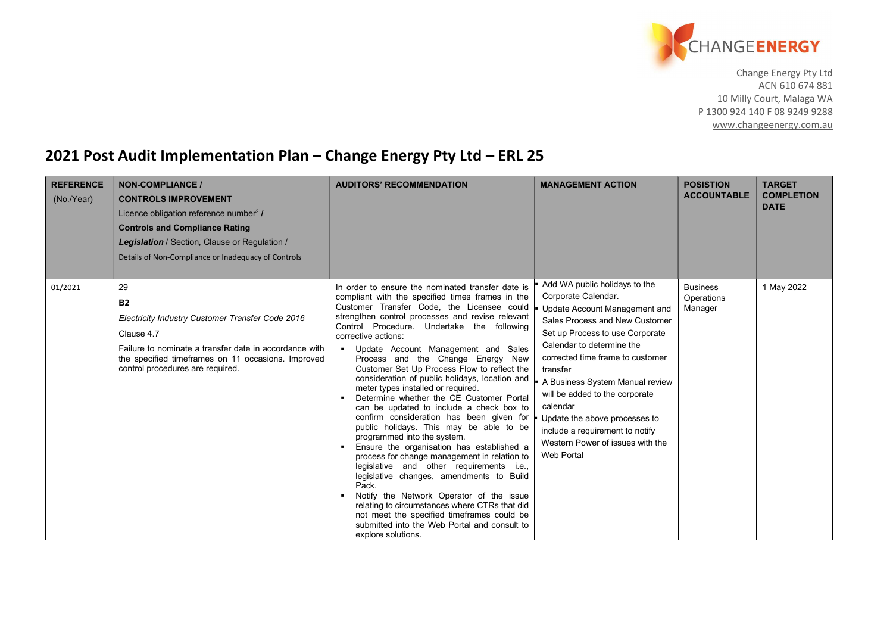CHANGEENERGY

Change Energy Pty Ltd
ACN 610 674 881
10 Milly Court, Malaga WA
P 1300 924 140 F 08 9249 9288
www.changeenergy.com.au

# 2021 Post Audit Implementation Plan – Change Energy Pty Ltd – ERL 25

| REFERENCE (No./Year) | NON-COMPLIANCE / CONTROLS IMPROVEMENT<br>Licence obligation reference number[2] /<br>Controls and Compliance Rating<br>*Legislation* / Section, Clause or Regulation /<br>Details of Non-Compliance or Inadequacy of Controls | AUDITORS' RECOMMENDATION | MANAGEMENT ACTION | POSISTION ACCOUNTABLE | TARGET COMPLETION DATE |
|---|---|---|---|---|---|
| 01/2021 | 29<br>**B2**<br>*Electricity Industry Customer Transfer Code 2016*<br>Clause 4.7<br>Failure to nominate a transfer date in accordance with the specified timeframes on 11 occasions. Improved control procedures are required. | In order to ensure the nominated transfer date is compliant with the specified times frames in the Customer Transfer Code, the Licensee could strengthen control processes and revise relevant Control Procedure. Undertake the following corrective actions:<br>▪ Update Account Management and Sales Process and the Change Energy New Customer Set Up Process Flow to reflect the consideration of public holidays, location and meter types installed or required.<br>▪ Determine whether the CE Customer Portal can be updated to include a check box to confirm consideration has been given for public holidays. This may be able to be programmed into the system.<br>▪ Ensure the organisation has established a process for change management in relation to legislative and other requirements i.e., legislative changes, amendments to Build Pack.<br>▪ Notify the Network Operator of the issue relating to circumstances where CTRs that did not meet the specified timeframes could be submitted into the Web Portal and consult to explore solutions. | ▪ Add WA public holidays to the Corporate Calendar.<br>▪ Update Account Management and Sales Process and New Customer Set up Process to use Corporate Calendar to determine the corrected time frame to customer transfer<br>▪ A Business System Manual review will be added to the corporate calendar<br>▪ Update the above processes to include a requirement to notify Western Power of issues with the Web Portal | Business Operations Manager | 1 May 2022 |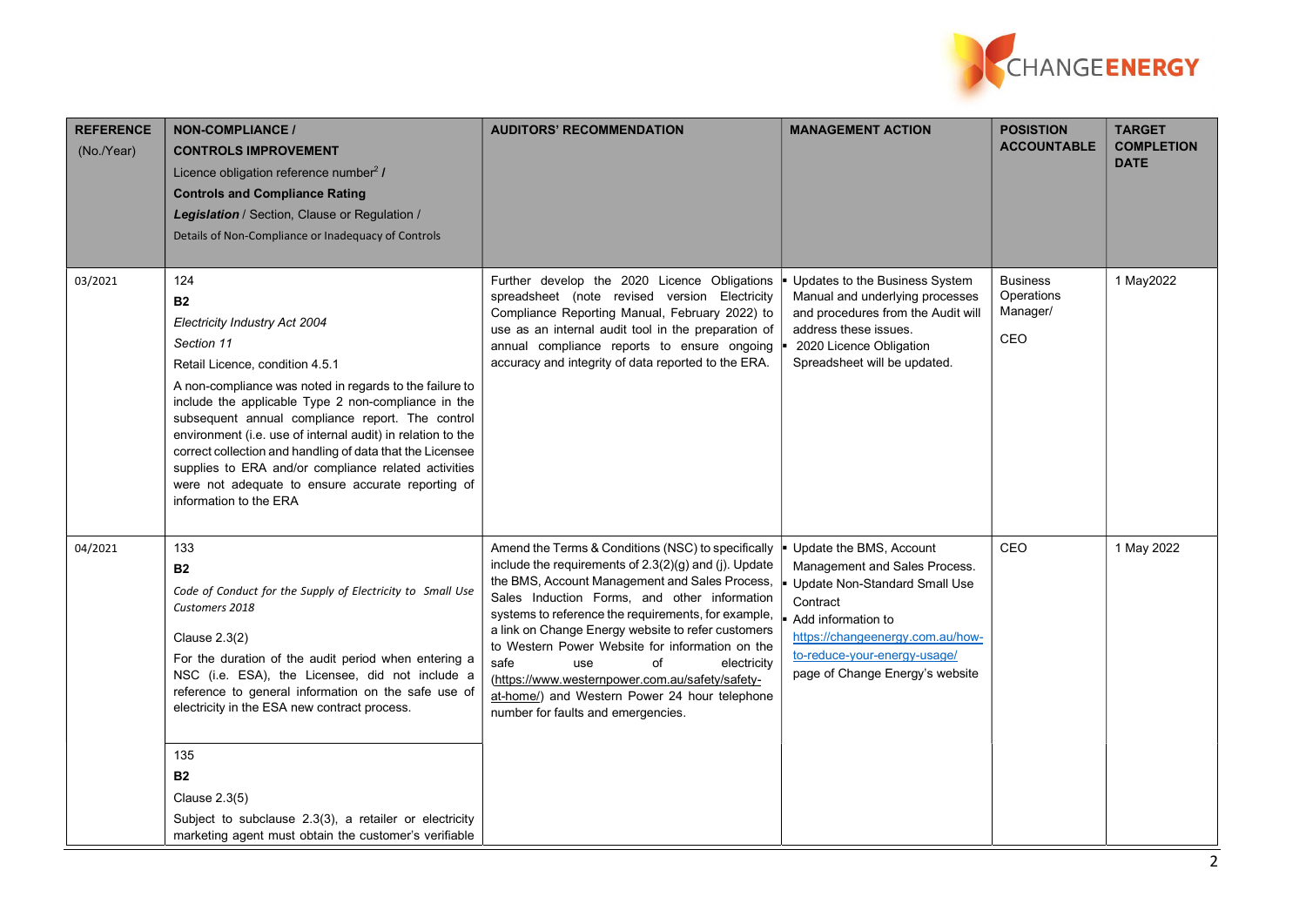| REFERENCE (No./Year) | NON-COMPLIANCE / CONTROLS IMPROVEMENT Licence obligation reference number[2] / Controls and Compliance Rating *Legislation* / Section, Clause or Regulation / Details of Non-Compliance or Inadequacy of Controls | AUDITORS' RECOMMENDATION | MANAGEMENT ACTION | POSISTION ACCOUNTABLE | TARGET COMPLETION DATE |
|---|---|---|---|---|---|
| 03/2021 | 124<br>**B2**<br>*Electricity Industry Act 2004*<br>*Section 11*<br>Retail Licence, condition 4.5.1<br>A non-compliance was noted in regards to the failure to include the applicable Type 2 non-compliance in the subsequent annual compliance report. The control environment (i.e. use of internal audit) in relation to the correct collection and handling of data that the Licensee supplies to ERA and/or compliance related activities were not adequate to ensure accurate reporting of information to the ERA | Further develop the 2020 Licence Obligations spreadsheet (note revised version Electricity Compliance Reporting Manual, February 2022) to use as an internal audit tool in the preparation of annual compliance reports to ensure ongoing accuracy and integrity of data reported to the ERA. | ▪ Updates to the Business System Manual and underlying processes and procedures from the Audit will address these issues.<br>▪ 2020 Licence Obligation Spreadsheet will be updated. | Business Operations Manager/<br>CEO | 1 May2022 |
| 04/2021 | 133<br>**B2**<br>*Code of Conduct for the Supply of Electricity to Small Use Customers 2018*<br>Clause 2.3(2)<br>For the duration of the audit period when entering a NSC (i.e. ESA), the Licensee, did not include a reference to general information on the safe use of electricity in the ESA new contract process.<br><br>135<br>**B2**<br>Clause 2.3(5)<br>Subject to subclause 2.3(3), a retailer or electricity marketing agent must obtain the customer's verifiable | Amend the Terms & Conditions (NSC) to specifically include the requirements of 2.3(2)(g) and (j). Update the BMS, Account Management and Sales Process, Sales Induction Forms, and other information systems to reference the requirements, for example, a link on Change Energy website to refer customers to Western Power Website for information on the safe use of electricity (https://www.westernpower.com.au/safety/safety-at-home/) and Western Power 24 hour telephone number for faults and emergencies. | ▪ Update the BMS, Account Management and Sales Process.<br>▪ Update Non-Standard Small Use Contract<br>▪ Add information to https://changeenergy.com.au/how-to-reduce-your-energy-usage/ page of Change Energy's website | CEO | 1 May 2022 |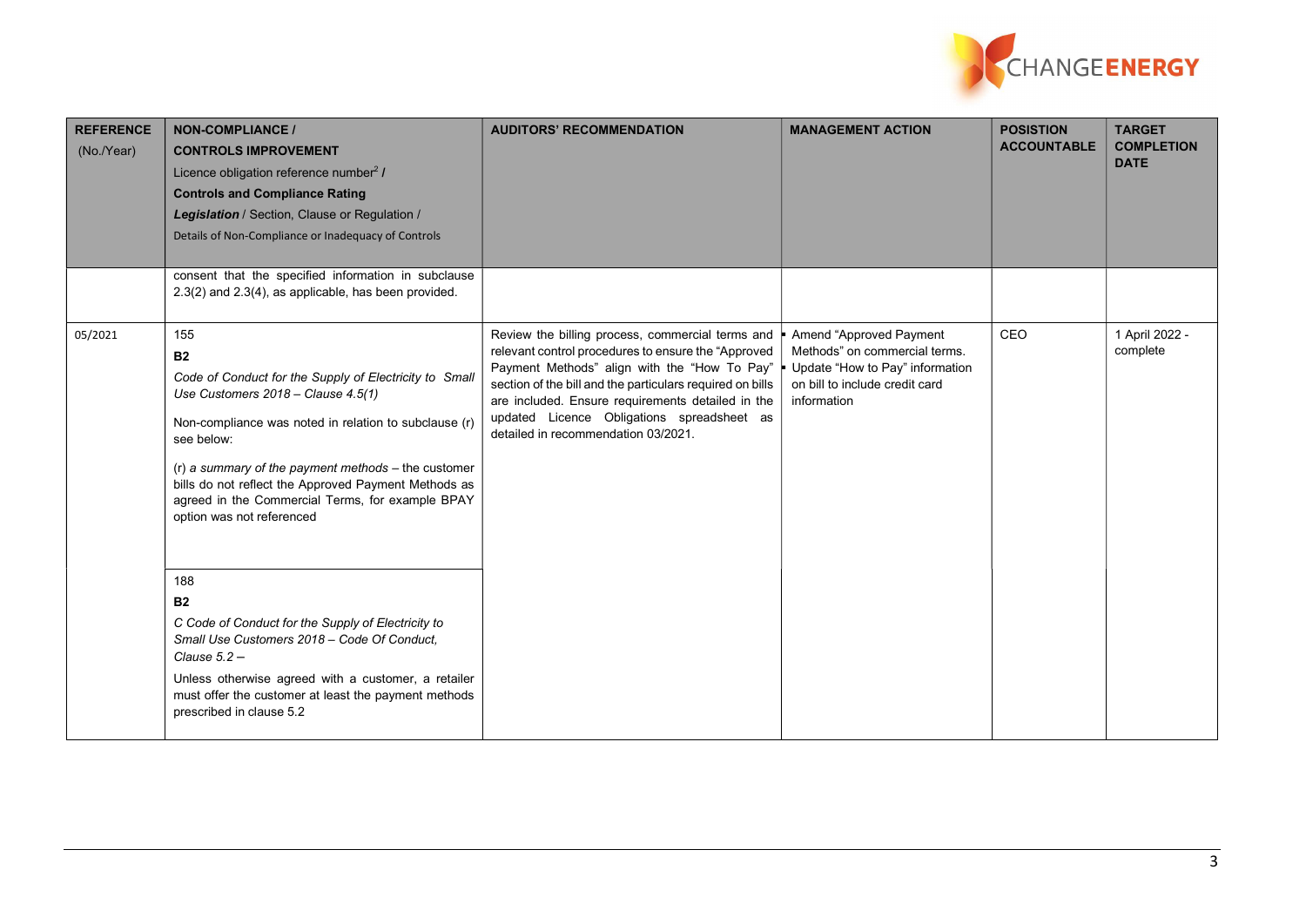| REFERENCE (No./Year) | **NON-COMPLIANCE / CONTROLS IMPROVEMENT** Licence obligation reference number[2] / **Controls and Compliance Rating** ***Legislation*** / Section, Clause or Regulation / Details of Non-Compliance or Inadequacy of Controls | **AUDITORS' RECOMMENDATION** | **MANAGEMENT ACTION** | **POSISTION ACCOUNTABLE** | **TARGET COMPLETION DATE** |
|---|---|---|---|---|---|
| | consent that the specified information in subclause 2.3(2) and 2.3(4), as applicable, has been provided. | | | | |
| 05/2021 | 155<br>**B2**<br>*Code of Conduct for the Supply of Electricity to Small Use Customers 2018 – Clause 4.5(1)*<br>Non-compliance was noted in relation to subclause (r) see below:<br>(r) *a summary of the payment methods* – the customer bills do not reflect the Approved Payment Methods as agreed in the Commercial Terms, for example BPAY option was not referenced | Review the billing process, commercial terms and relevant control procedures to ensure the "Approved Payment Methods" align with the "How To Pay" section of the bill and the particulars required on bills are included. Ensure requirements detailed in the updated Licence Obligations spreadsheet as detailed in recommendation 03/2021. | ▪ Amend "Approved Payment Methods" on commercial terms.<br>▪ Update "How to Pay" information on bill to include credit card information | CEO | 1 April 2022 - complete |
| | 188<br>**B2**<br>*C Code of Conduct for the Supply of Electricity to Small Use Customers 2018 – Code Of Conduct, Clause 5.2 –*<br>Unless otherwise agreed with a customer, a retailer must offer the customer at least the payment methods prescribed in clause 5.2 | | | | |